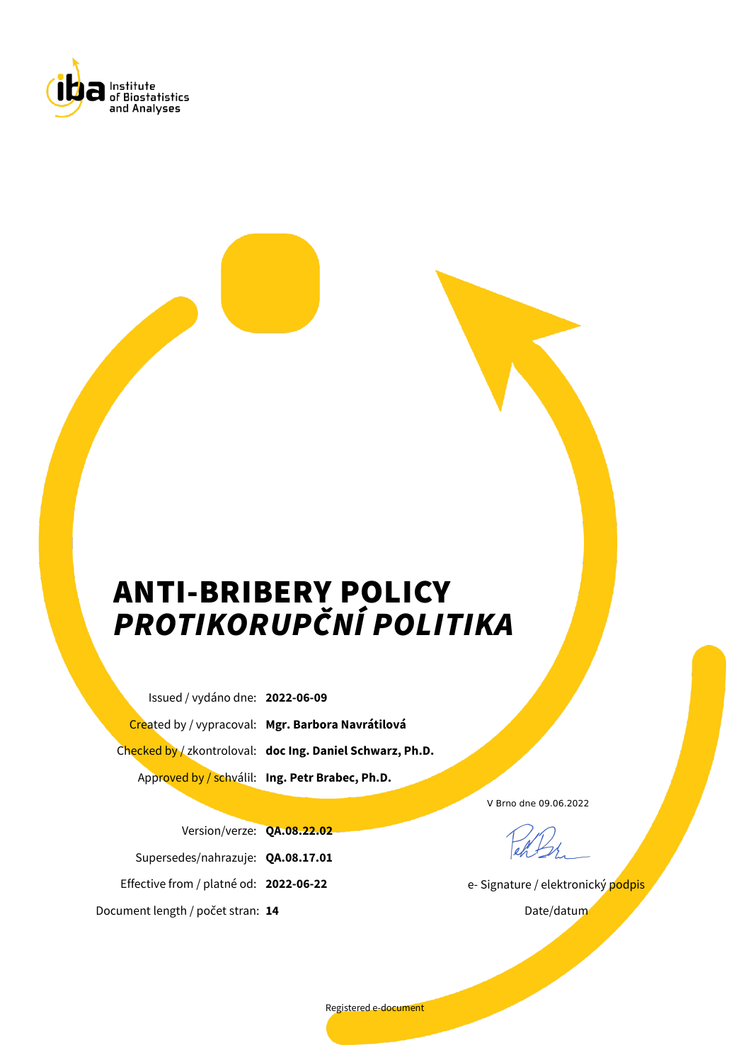Institute of Biostatistics and Analyses

# ANTI-BRIBERY POLICY
# *PROTIKORUPČNÍ POLITIKA*

Issued / vydáno dne: **2022-06-09**

Created by / vypracoval: **Mgr. Barbora Navrátilová**

Checked by / zkontroloval: **doc Ing. Daniel Schwarz, Ph.D.**

Approved by / schválil: **Ing. Petr Brabec, Ph.D.**

Version/verze: **QA.08.22.02**

Supersedes/nahrazuje: **QA.08.17.01**

Effective from / platné od: **2022-06-22**

Document length / počet stran: **14**

V Brno dne 09.06.2022

e- Signature / elektronický podpis

Date/datum

Registered e-document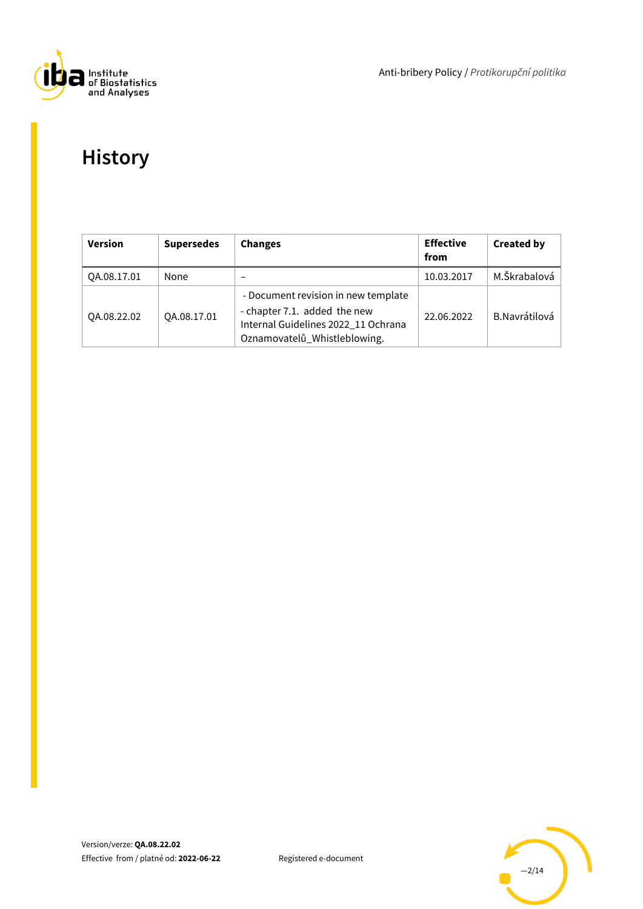# History

| Version | Supersedes | Changes | Effective from | Created by |
|---|---|---|---|---|
| QA.08.17.01 | None | – | 10.03.2017 | M.Škrabalová |
| QA.08.22.02 | QA.08.17.01 | - Document revision in new template<br>- chapter 7.1. added the new Internal Guidelines 2022_11 Ochrana Oznamovatelů_Whistleblowing. | 22.06.2022 | B.Navrátilová |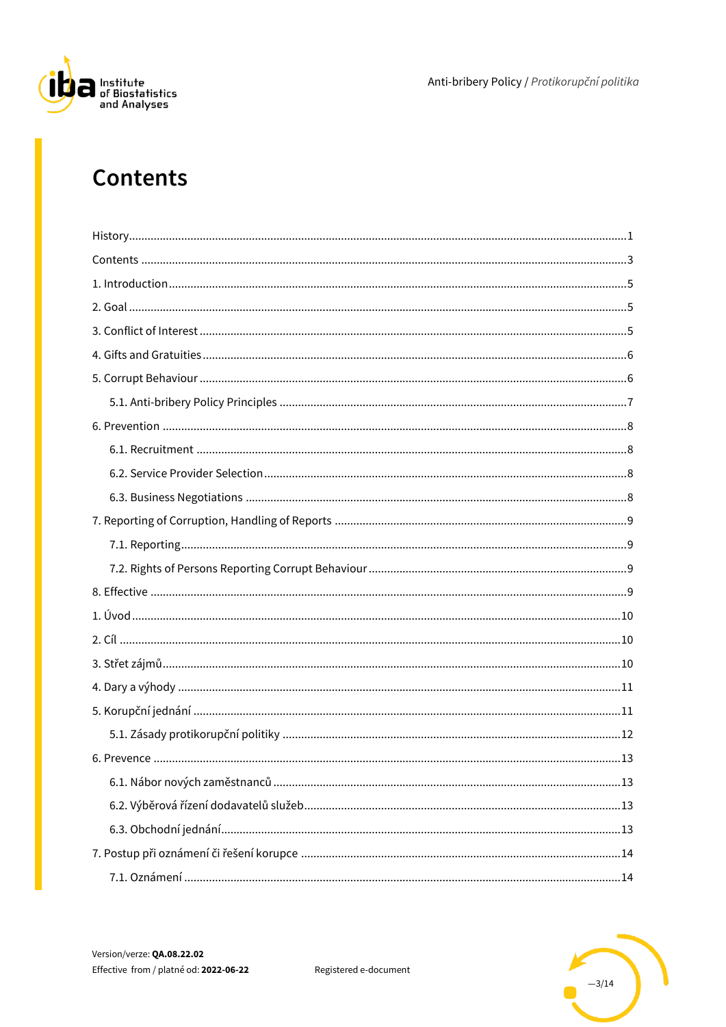# Contents

History ........................................................................................................................ 1
Contents ........................................................................................................................ 3
1. Introduction ................................................................................................................ 5
2. Goal ............................................................................................................................ 5
3. Conflict of Interest ...................................................................................................... 5
4. Gifts and Gratuities ..................................................................................................... 6
5. Corrupt Behaviour ....................................................................................................... 6
    5.1. Anti-bribery Policy Principles ................................................................................. 7
6. Prevention ................................................................................................................... 8
    6.1. Recruitment ........................................................................................................... 8
    6.2. Service Provider Selection ...................................................................................... 8
    6.3. Business Negotiations ............................................................................................ 8
7. Reporting of Corruption, Handling of Reports ............................................................... 9
    7.1. Reporting ............................................................................................................... 9
    7.2. Rights of Persons Reporting Corrupt Behaviour ....................................................... 9
8. Effective ...................................................................................................................... 9
1. Úvod ......................................................................................................................... 10
2. Cíl ............................................................................................................................. 10
3. Střet zájmů ................................................................................................................ 10
4. Dary a výhody ........................................................................................................... 11
5. Korupční jednání ........................................................................................................ 11
    5.1. Zásady protikorupční politiky ............................................................................... 12
6. Prevence .................................................................................................................... 13
    6.1. Nábor nových zaměstnanců .................................................................................. 13
    6.2. Výběrová řízení dodavatelů služeb ........................................................................ 13
    6.3. Obchodní jednání ................................................................................................. 13
7. Postup při oznámení či řešení korupce ........................................................................ 14
    7.1. Oznámení .............................................................................................................. 14

Version/verze: **QA.08.22.02**
Effective from / platné od: **2022-06-22**

Registered e-document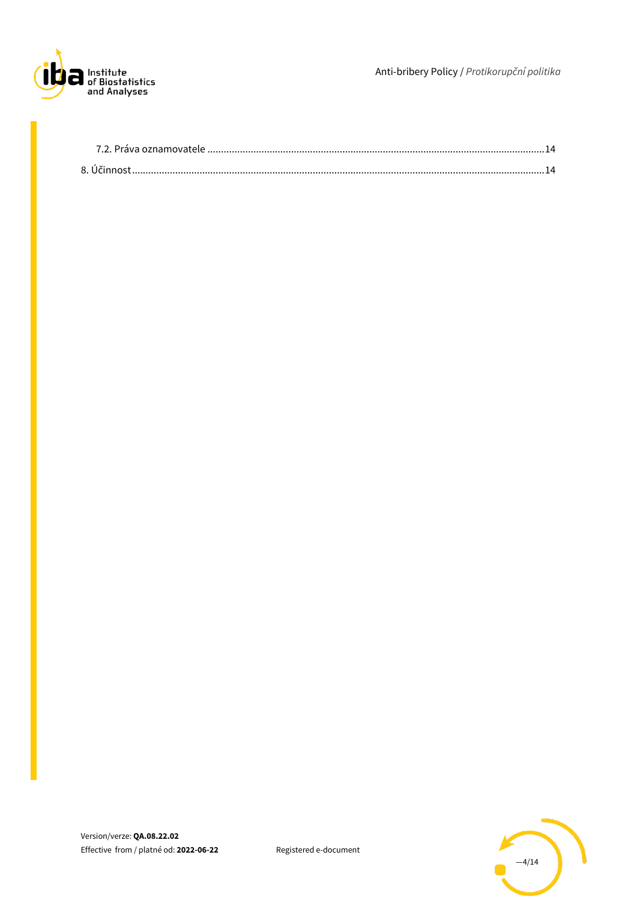7.2. Práva oznamovatele ............................................................................................................................14

8. Účinnost.........................................................................................................................................14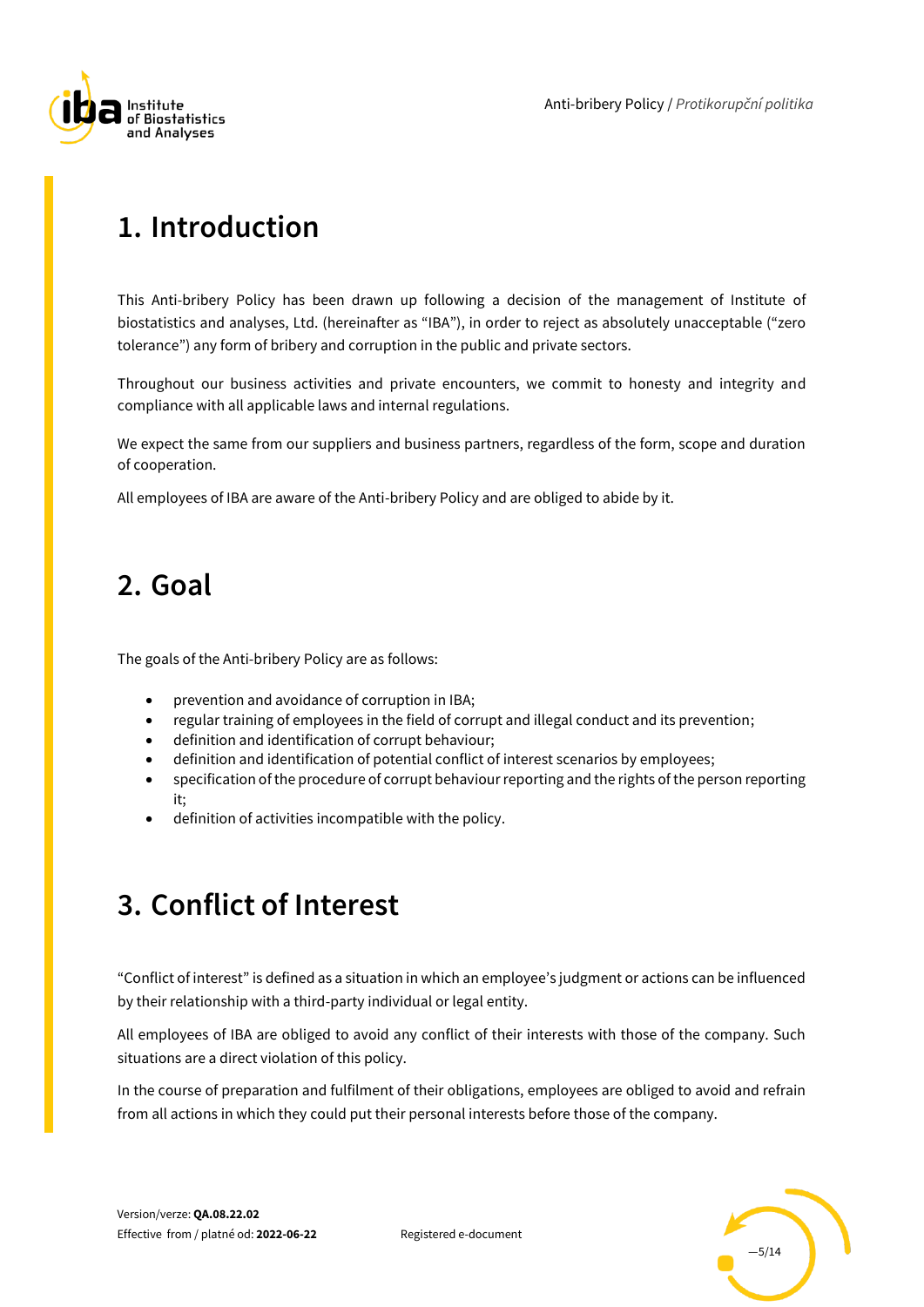# 1. Introduction

This Anti-bribery Policy has been drawn up following a decision of the management of Institute of biostatistics and analyses, Ltd. (hereinafter as "IBA"), in order to reject as absolutely unacceptable ("zero tolerance") any form of bribery and corruption in the public and private sectors.

Throughout our business activities and private encounters, we commit to honesty and integrity and compliance with all applicable laws and internal regulations.

We expect the same from our suppliers and business partners, regardless of the form, scope and duration of cooperation.

All employees of IBA are aware of the Anti-bribery Policy and are obliged to abide by it.

# 2. Goal

The goals of the Anti-bribery Policy are as follows:

- prevention and avoidance of corruption in IBA;
- regular training of employees in the field of corrupt and illegal conduct and its prevention;
- definition and identification of corrupt behaviour;
- definition and identification of potential conflict of interest scenarios by employees;
- specification of the procedure of corrupt behaviour reporting and the rights of the person reporting it;
- definition of activities incompatible with the policy.

# 3. Conflict of Interest

"Conflict of interest" is defined as a situation in which an employee's judgment or actions can be influenced by their relationship with a third-party individual or legal entity.

All employees of IBA are obliged to avoid any conflict of their interests with those of the company. Such situations are a direct violation of this policy.

In the course of preparation and fulfilment of their obligations, employees are obliged to avoid and refrain from all actions in which they could put their personal interests before those of the company.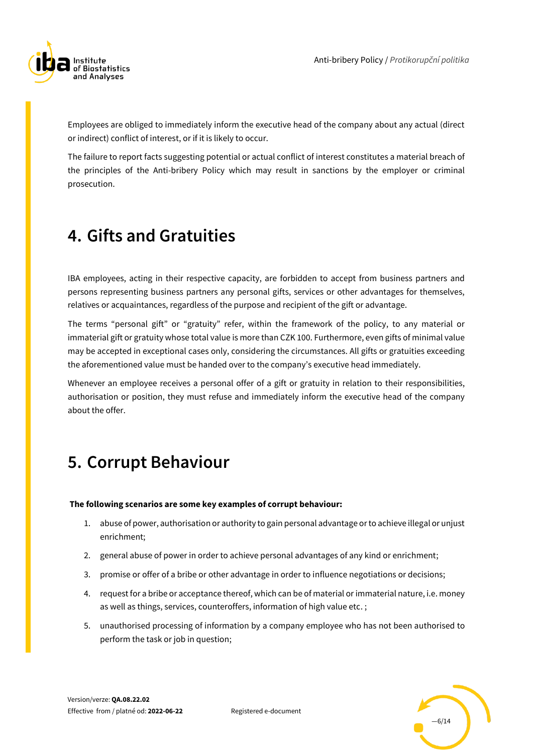Employees are obliged to immediately inform the executive head of the company about any actual (direct or indirect) conflict of interest, or if it is likely to occur.

The failure to report facts suggesting potential or actual conflict of interest constitutes a material breach of the principles of the Anti-bribery Policy which may result in sanctions by the employer or criminal prosecution.

# 4. Gifts and Gratuities

IBA employees, acting in their respective capacity, are forbidden to accept from business partners and persons representing business partners any personal gifts, services or other advantages for themselves, relatives or acquaintances, regardless of the purpose and recipient of the gift or advantage.

The terms “personal gift” or “gratuity” refer, within the framework of the policy, to any material or immaterial gift or gratuity whose total value is more than CZK 100. Furthermore, even gifts of minimal value may be accepted in exceptional cases only, considering the circumstances. All gifts or gratuities exceeding the aforementioned value must be handed over to the company’s executive head immediately.

Whenever an employee receives a personal offer of a gift or gratuity in relation to their responsibilities, authorisation or position, they must refuse and immediately inform the executive head of the company about the offer.

# 5. Corrupt Behaviour

**The following scenarios are some key examples of corrupt behaviour:**

1. abuse of power, authorisation or authority to gain personal advantage or to achieve illegal or unjust enrichment;
2. general abuse of power in order to achieve personal advantages of any kind or enrichment;
3. promise or offer of a bribe or other advantage in order to influence negotiations or decisions;
4. request for a bribe or acceptance thereof, which can be of material or immaterial nature, i.e. money as well as things, services, counteroffers, information of high value etc. ;
5. unauthorised processing of information by a company employee who has not been authorised to perform the task or job in question;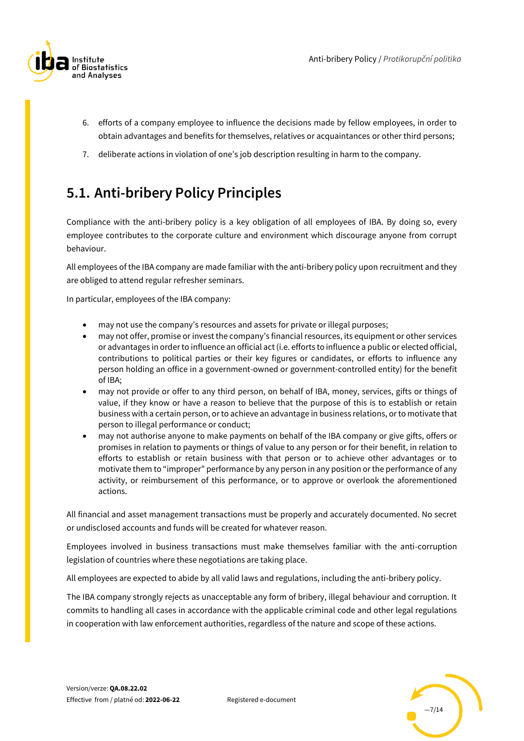6. efforts of a company employee to influence the decisions made by fellow employees, in order to obtain advantages and benefits for themselves, relatives or acquaintances or other third persons;
7. deliberate actions in violation of one's job description resulting in harm to the company.

## 5.1. Anti-bribery Policy Principles

Compliance with the anti-bribery policy is a key obligation of all employees of IBA. By doing so, every employee contributes to the corporate culture and environment which discourage anyone from corrupt behaviour.

All employees of the IBA company are made familiar with the anti-bribery policy upon recruitment and they are obliged to attend regular refresher seminars.

In particular, employees of the IBA company:

- may not use the company's resources and assets for private or illegal purposes;
- may not offer, promise or invest the company's financial resources, its equipment or other services or advantages in order to influence an official act (i.e. efforts to influence a public or elected official, contributions to political parties or their key figures or candidates, or efforts to influence any person holding an office in a government-owned or government-controlled entity) for the benefit of IBA;
- may not provide or offer to any third person, on behalf of IBA, money, services, gifts or things of value, if they know or have a reason to believe that the purpose of this is to establish or retain business with a certain person, or to achieve an advantage in business relations, or to motivate that person to illegal performance or conduct;
- may not authorise anyone to make payments on behalf of the IBA company or give gifts, offers or promises in relation to payments or things of value to any person or for their benefit, in relation to efforts to establish or retain business with that person or to achieve other advantages or to motivate them to "improper" performance by any person in any position or the performance of any activity, or reimbursement of this performance, or to approve or overlook the aforementioned actions.

All financial and asset management transactions must be properly and accurately documented. No secret or undisclosed accounts and funds will be created for whatever reason.

Employees involved in business transactions must make themselves familiar with the anti-corruption legislation of countries where these negotiations are taking place.

All employees are expected to abide by all valid laws and regulations, including the anti-bribery policy.

The IBA company strongly rejects as unacceptable any form of bribery, illegal behaviour and corruption. It commits to handling all cases in accordance with the applicable criminal code and other legal regulations in cooperation with law enforcement authorities, regardless of the nature and scope of these actions.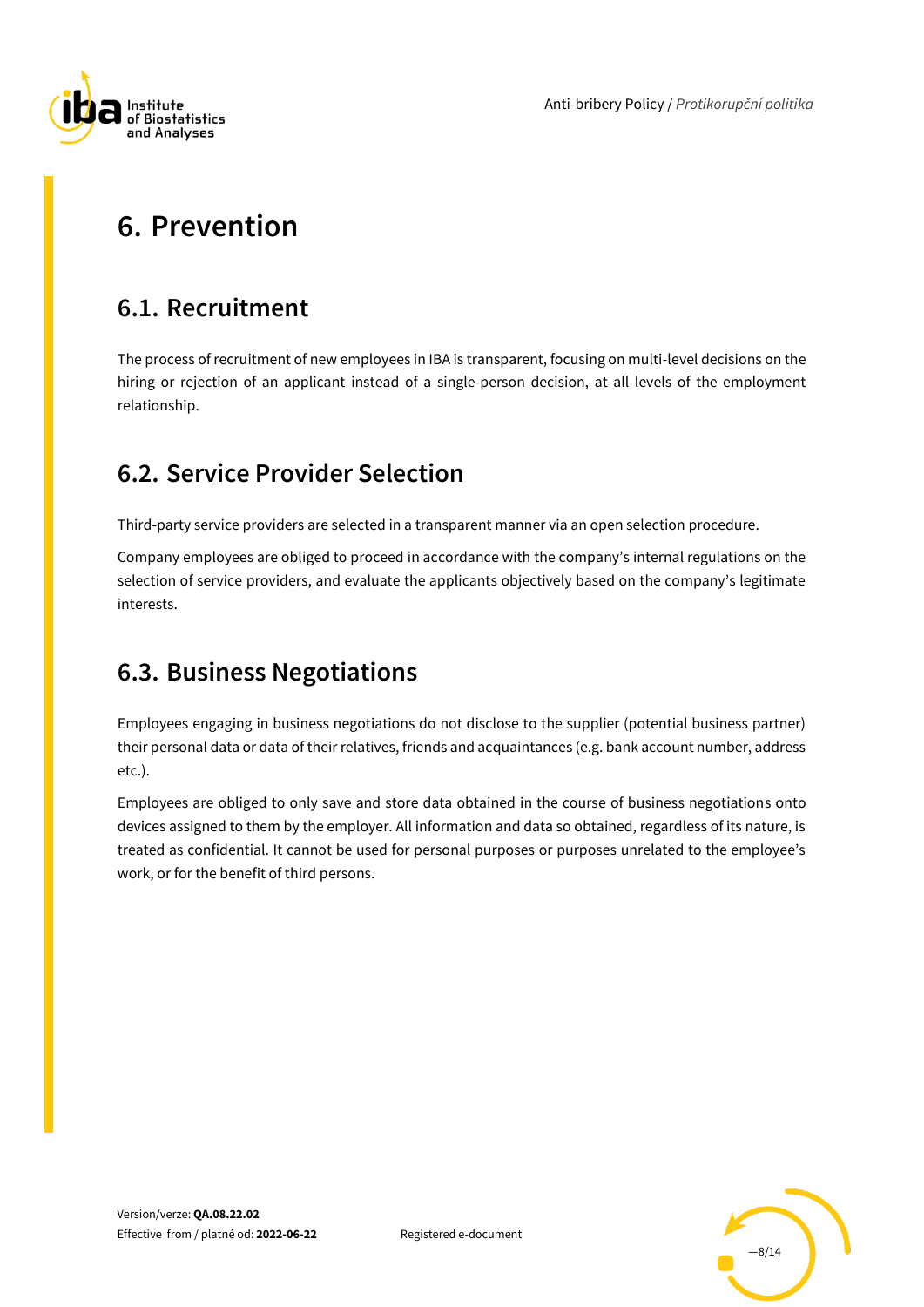# 6. Prevention

## 6.1. Recruitment

The process of recruitment of new employees in IBA is transparent, focusing on multi-level decisions on the hiring or rejection of an applicant instead of a single-person decision, at all levels of the employment relationship.

## 6.2. Service Provider Selection

Third-party service providers are selected in a transparent manner via an open selection procedure.

Company employees are obliged to proceed in accordance with the company's internal regulations on the selection of service providers, and evaluate the applicants objectively based on the company's legitimate interests.

## 6.3. Business Negotiations

Employees engaging in business negotiations do not disclose to the supplier (potential business partner) their personal data or data of their relatives, friends and acquaintances (e.g. bank account number, address etc.).

Employees are obliged to only save and store data obtained in the course of business negotiations onto devices assigned to them by the employer. All information and data so obtained, regardless of its nature, is treated as confidential. It cannot be used for personal purposes or purposes unrelated to the employee's work, or for the benefit of third persons.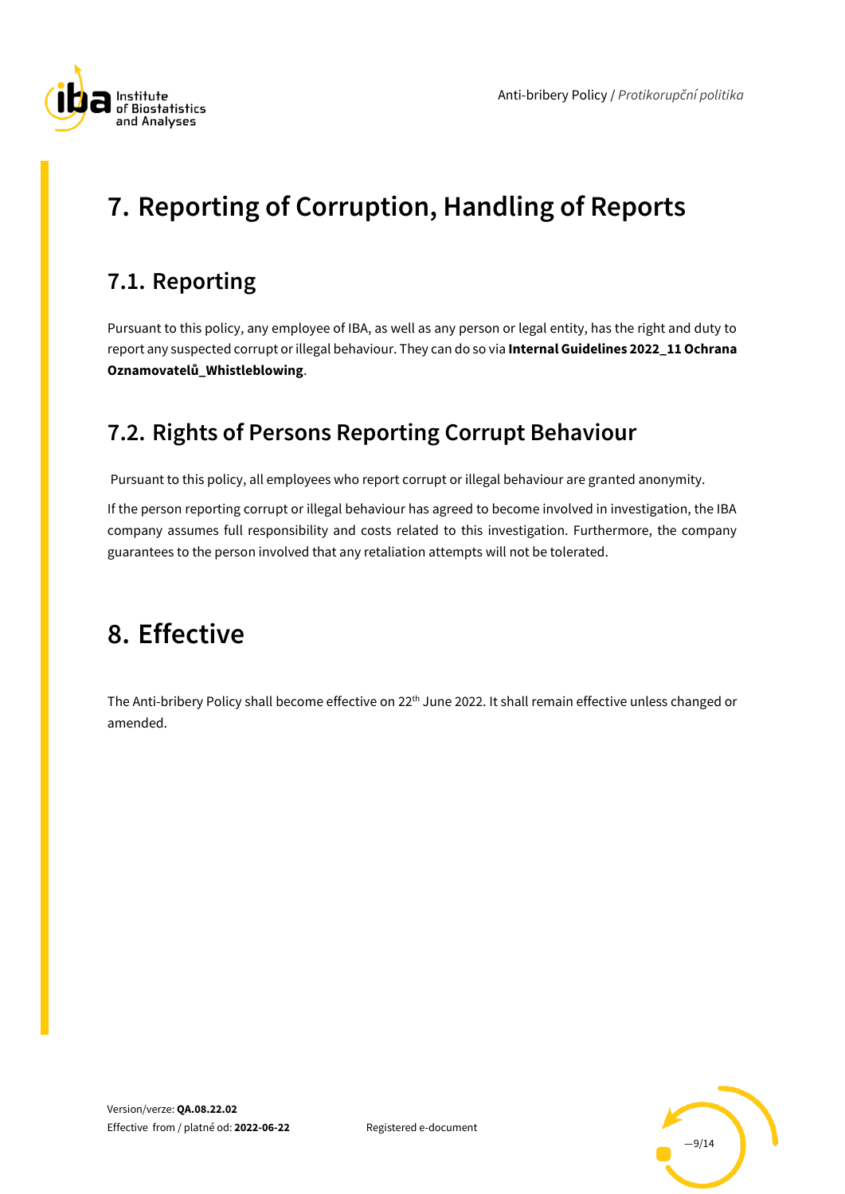# 7. Reporting of Corruption, Handling of Reports

## 7.1. Reporting

Pursuant to this policy, any employee of IBA, as well as any person or legal entity, has the right and duty to report any suspected corrupt or illegal behaviour. They can do so via **Internal Guidelines 2022_11 Ochrana Oznamovatelů_Whistleblowing**.

## 7.2. Rights of Persons Reporting Corrupt Behaviour

Pursuant to this policy, all employees who report corrupt or illegal behaviour are granted anonymity.

If the person reporting corrupt or illegal behaviour has agreed to become involved in investigation, the IBA company assumes full responsibility and costs related to this investigation. Furthermore, the company guarantees to the person involved that any retaliation attempts will not be tolerated.

# 8. Effective

The Anti-bribery Policy shall become effective on 22th June 2022. It shall remain effective unless changed or amended.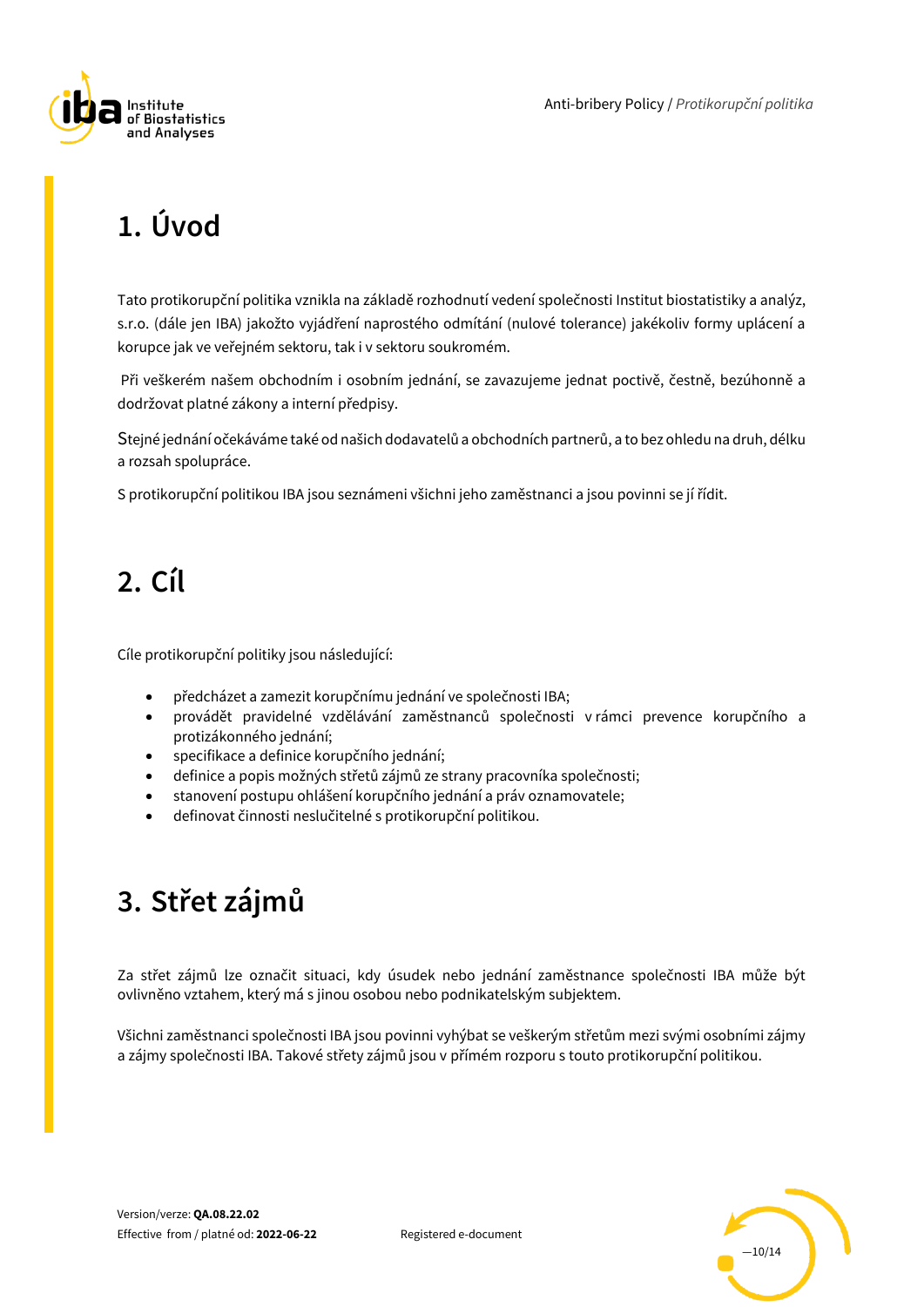# 1. Úvod

Tato protikorupční politika vznikla na základě rozhodnutí vedení společnosti Institut biostatistiky a analýz, s.r.o. (dále jen IBA) jakožto vyjádření naprostého odmítání (nulové tolerance) jakékoliv formy uplácení a korupce jak ve veřejném sektoru, tak i v sektoru soukromém.

Při veškerém našem obchodním i osobním jednání, se zavazujeme jednat poctivě, čestně, bezúhonně a dodržovat platné zákony a interní předpisy.

Stejné jednání očekáváme také od našich dodavatelů a obchodních partnerů, a to bez ohledu na druh, délku a rozsah spolupráce.

S protikorupční politikou IBA jsou seznámeni všichni jeho zaměstnanci a jsou povinni se jí řídit.

# 2. Cíl

Cíle protikorupční politiky jsou následující:

- předcházet a zamezit korupčnímu jednání ve společnosti IBA;
- provádět pravidelné vzdělávání zaměstnanců společnosti v rámci prevence korupčního a protizákonného jednání;
- specifikace a definice korupčního jednání;
- definice a popis možných střetů zájmů ze strany pracovníka společnosti;
- stanovení postupu ohlášení korupčního jednání a práv oznamovatele;
- definovat činnosti neslučitelné s protikorupční politikou.

# 3. Střet zájmů

Za střet zájmů lze označit situaci, kdy úsudek nebo jednání zaměstnance společnosti IBA může být ovlivněno vztahem, který má s jinou osobou nebo podnikatelským subjektem.

Všichni zaměstnanci společnosti IBA jsou povinni vyhýbat se veškerým střetům mezi svými osobními zájmy a zájmy společnosti IBA. Takové střety zájmů jsou v přímém rozporu s touto protikorupční politikou.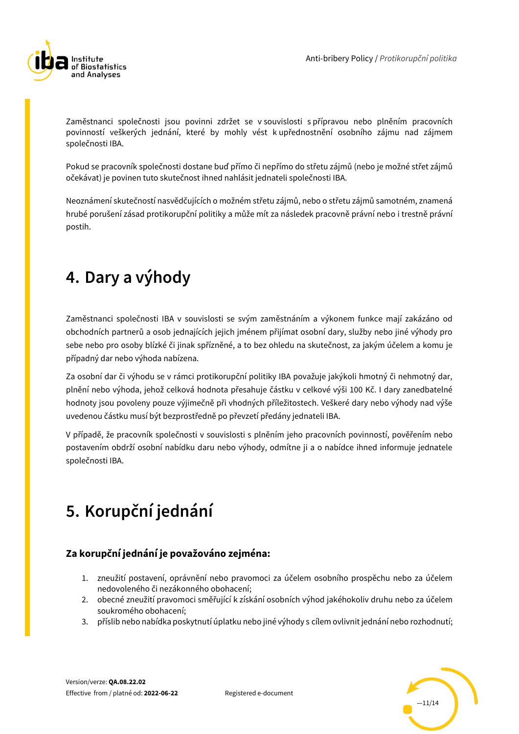Zaměstnanci společnosti jsou povinni zdržet se v souvislosti s přípravou nebo plněním pracovních povinností veškerých jednání, které by mohly vést k upřednostnění osobního zájmu nad zájmem společnosti IBA.

Pokud se pracovník společnosti dostane buď přímo či nepřímo do střetu zájmů (nebo je možné střet zájmů očekávat) je povinen tuto skutečnost ihned nahlásit jednateli společnosti IBA.

Neoznámení skutečností nasvědčujících o možném střetu zájmů, nebo o střetu zájmů samotném, znamená hrubé porušení zásad protikorupční politiky a může mít za následek pracovně právní nebo i trestně právní postih.

# 4. Dary a výhody

Zaměstnanci společnosti IBA v souvislosti se svým zaměstnáním a výkonem funkce mají zakázáno od obchodních partnerů a osob jednajících jejich jménem přijímat osobní dary, služby nebo jiné výhody pro sebe nebo pro osoby blízké či jinak spřízněné, a to bez ohledu na skutečnost, za jakým účelem a komu je případný dar nebo výhoda nabízena.

Za osobní dar či výhodu se v rámci protikorupční politiky IBA považuje jakýkoli hmotný či nehmotný dar, plnění nebo výhoda, jehož celková hodnota přesahuje částku v celkové výši 100 Kč. I dary zanedbatelné hodnoty jsou povoleny pouze výjimečně při vhodných příležitostech. Veškeré dary nebo výhody nad výše uvedenou částku musí být bezprostředně po převzetí předány jednateli IBA.

V případě, že pracovník společnosti v souvislosti s plněním jeho pracovních povinností, pověřením nebo postavením obdrží osobní nabídku daru nebo výhody, odmítne ji a o nabídce ihned informuje jednatele společnosti IBA.

# 5. Korupční jednání

### Za korupční jednání je považováno zejména:

1. zneužití postavení, oprávnění nebo pravomoci za účelem osobního prospěchu nebo za účelem nedovoleného či nezákonného obohacení;
2. obecné zneužití pravomoci směřující k získání osobních výhod jakéhokoliv druhu nebo za účelem soukromého obohacení;
3. příslib nebo nabídka poskytnutí úplatku nebo jiné výhody s cílem ovlivnit jednání nebo rozhodnutí;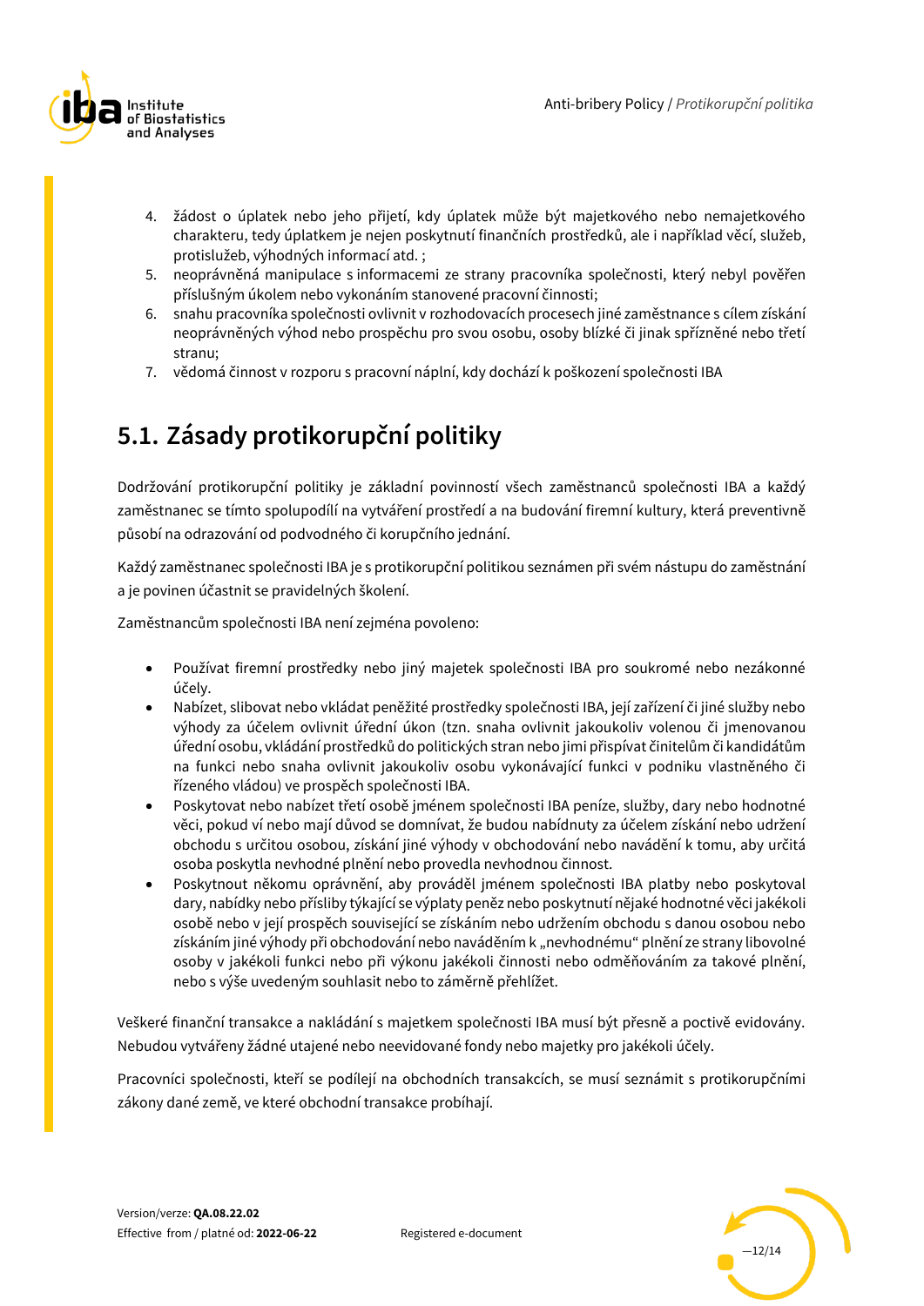4. žádost o úplatek nebo jeho přijetí, kdy úplatek může být majetkového nebo nemajetkového charakteru, tedy úplatkem je nejen poskytnutí finančních prostředků, ale i například věcí, služeb, protislužeb, výhodných informací atd. ;
5. neoprávněná manipulace s informacemi ze strany pracovníka společnosti, který nebyl pověřen příslušným úkolem nebo vykonáním stanovené pracovní činnosti;
6. snahu pracovníka společnosti ovlivnit v rozhodovacích procesech jiné zaměstnance s cílem získání neoprávněných výhod nebo prospěchu pro svou osobu, osoby blízké či jinak spřízněné nebo třetí stranu;
7. vědomá činnost v rozporu s pracovní náplní, kdy dochází k poškození společnosti IBA

## 5.1. Zásady protikorupční politiky

Dodržování protikorupční politiky je základní povinností všech zaměstnanců společnosti IBA a každý zaměstnanec se tímto spolupodílí na vytváření prostředí a na budování firemní kultury, která preventivně působí na odrazování od podvodného či korupčního jednání.

Každý zaměstnanec společnosti IBA je s protikorupční politikou seznámen při svém nástupu do zaměstnání a je povinen účastnit se pravidelných školení.

Zaměstnancům společnosti IBA není zejména povoleno:

- Používat firemní prostředky nebo jiný majetek společnosti IBA pro soukromé nebo nezákonné účely.
- Nabízet, slibovat nebo vkládat peněžité prostředky společnosti IBA, její zařízení či jiné služby nebo výhody za účelem ovlivnit úřední úkon (tzn. snaha ovlivnit jakoukoliv volenou či jmenovanou úřední osobu, vkládání prostředků do politických stran nebo jimi přispívat činitelům či kandidátům na funkci nebo snaha ovlivnit jakoukoliv osobu vykonávající funkci v podniku vlastněného či řízeného vládou) ve prospěch společnosti IBA.
- Poskytovat nebo nabízet třetí osobě jménem společnosti IBA peníze, služby, dary nebo hodnotné věci, pokud ví nebo mají důvod se domnívat, že budou nabídnuty za účelem získání nebo udržení obchodu s určitou osobou, získání jiné výhody v obchodování nebo navádění k tomu, aby určitá osoba poskytla nevhodné plnění nebo provedla nevhodnou činnost.
- Poskytnout někomu oprávnění, aby prováděl jménem společnosti IBA platby nebo poskytoval dary, nabídky nebo přísliby týkající se výplaty peněz nebo poskytnutí nějaké hodnotné věci jakékoli osobě nebo v její prospěch související se získáním nebo udržením obchodu s danou osobou nebo získáním jiné výhody při obchodování nebo naváděním k „nevhodnému" plnění ze strany libovolné osoby v jakékoli funkci nebo při výkonu jakékoli činnosti nebo odměňováním za takové plnění, nebo s výše uvedeným souhlasit nebo to záměrně přehlížet.

Veškeré finanční transakce a nakládání s majetkem společnosti IBA musí být přesně a poctivě evidovány. Nebudou vytvářeny žádné utajené nebo neevidované fondy nebo majetky pro jakékoli účely.

Pracovníci společnosti, kteří se podílejí na obchodních transakcích, se musí seznámit s protikorupčními zákony dané země, ve které obchodní transakce probíhají.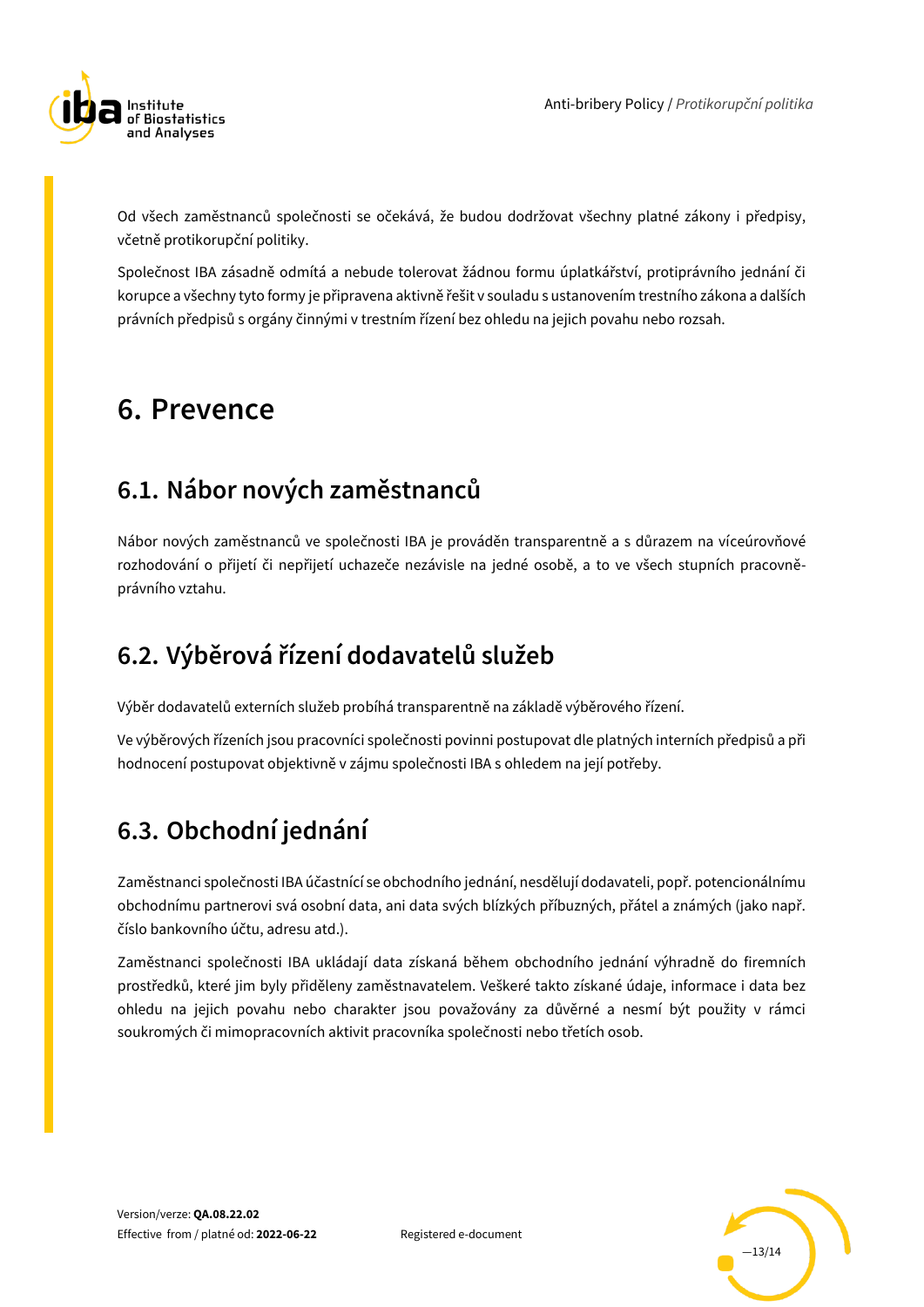Od všech zaměstnanců společnosti se očekává, že budou dodržovat všechny platné zákony i předpisy, včetně protikorupční politiky.

Společnost IBA zásadně odmítá a nebude tolerovat žádnou formu úplatkářství, protiprávního jednání či korupce a všechny tyto formy je připravena aktivně řešit v souladu s ustanovením trestního zákona a dalších právních předpisů s orgány činnými v trestním řízení bez ohledu na jejich povahu nebo rozsah.

# 6. Prevence

## 6.1. Nábor nových zaměstnanců

Nábor nových zaměstnanců ve společnosti IBA je prováděn transparentně a s důrazem na víceúrovňové rozhodování o přijetí či nepřijetí uchazeče nezávisle na jedné osobě, a to ve všech stupních pracovně-právního vztahu.

## 6.2. Výběrová řízení dodavatelů služeb

Výběr dodavatelů externích služeb probíhá transparentně na základě výběrového řízení.

Ve výběrových řízeních jsou pracovníci společnosti povinni postupovat dle platných interních předpisů a při hodnocení postupovat objektivně v zájmu společnosti IBA s ohledem na její potřeby.

## 6.3. Obchodní jednání

Zaměstnanci společnosti IBA účastnící se obchodního jednání, nesdělují dodavateli, popř. potencionálnímu obchodnímu partnerovi svá osobní data, ani data svých blízkých příbuzných, přátel a známých (jako např. číslo bankovního účtu, adresu atd.).

Zaměstnanci společnosti IBA ukládají data získaná během obchodního jednání výhradně do firemních prostředků, které jim byly přiděleny zaměstnavatelem. Veškeré takto získané údaje, informace i data bez ohledu na jejich povahu nebo charakter jsou považovány za důvěrné a nesmí být použity v rámci soukromých či mimopracovních aktivit pracovníka společnosti nebo třetích osob.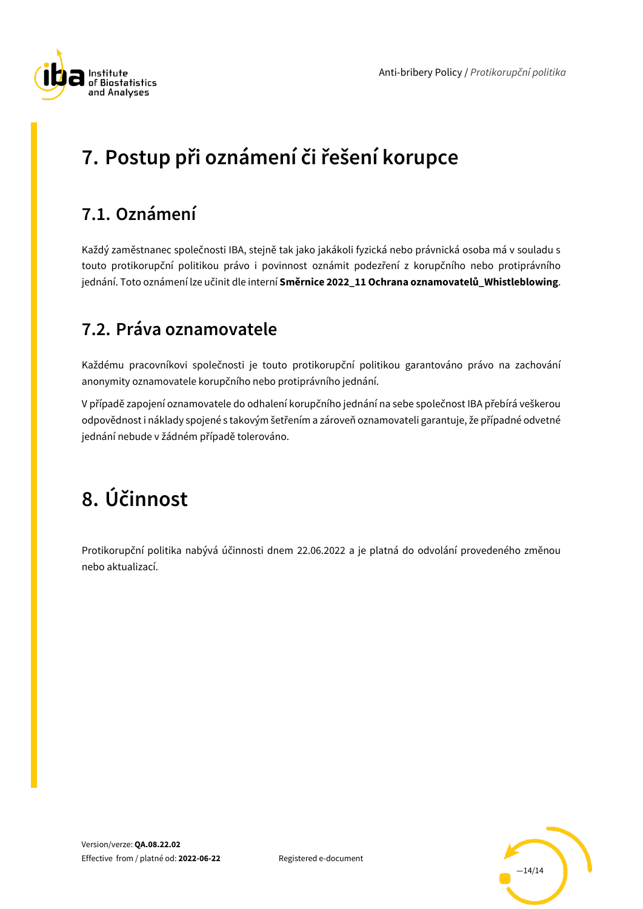# 7. Postup při oznámení či řešení korupce

## 7.1. Oznámení

Každý zaměstnanec společnosti IBA, stejně tak jako jakákoli fyzická nebo právnická osoba má v souladu s touto protikorupční politikou právo i povinnost oznámit podezření z korupčního nebo protiprávního jednání. Toto oznámení lze učinit dle interní **Směrnice 2022_11 Ochrana oznamovatelů_Whistleblowing**.

## 7.2. Práva oznamovatele

Každému pracovníkovi společnosti je touto protikorupční politikou garantováno právo na zachování anonymity oznamovatele korupčního nebo protiprávního jednání.

V případě zapojení oznamovatele do odhalení korupčního jednání na sebe společnost IBA přebírá veškerou odpovědnost i náklady spojené s takovým šetřením a zároveň oznamovateli garantuje, že případné odvetné jednání nebude v žádném případě tolerováno.

# 8. Účinnost

Protikorupční politika nabývá účinnosti dnem 22.06.2022 a je platná do odvolání provedeného změnou nebo aktualizací.